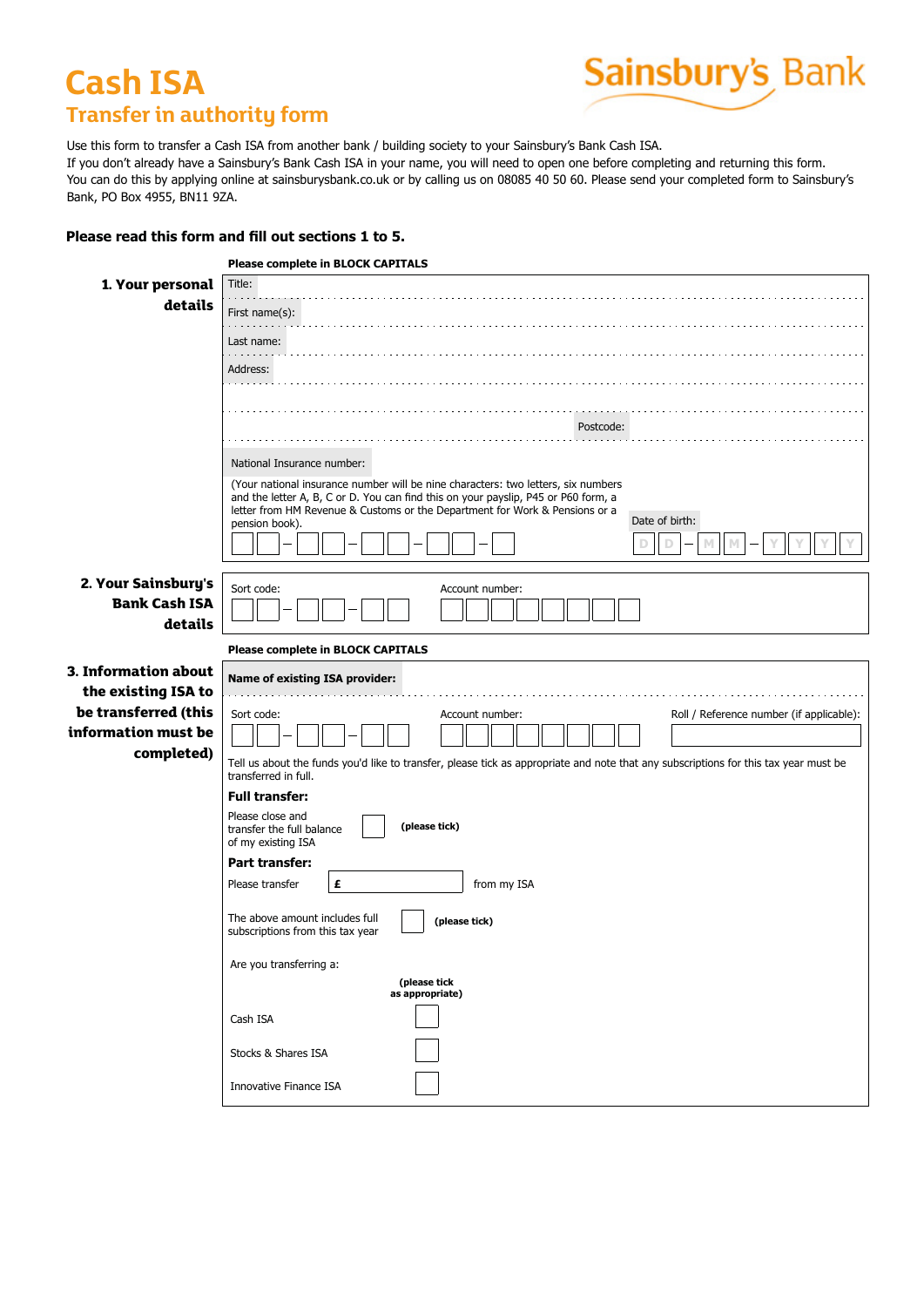# Cash ISA

## Transfer in authority form

Sainsbury's Bank

Use this form to transfer a Cash ISA from another bank / building society to your Sainsbury's Bank Cash ISA.
If you don't already have a Sainsbury's Bank Cash ISA in your name, you will need to open one before completing and returning this form.
You can do this by applying online at sainsburysbank.co.uk or by calling us on 08085 40 50 60. Please send your completed form to Sainsbury's Bank, PO Box 4955, BN11 9ZA.

**Please read this form and fill out sections 1 to 5.**

### 1. Your personal details

**Please complete in BLOCK CAPITALS**

Title: ....................

First name(s): ....................

Last name: ....................

Address: ....................

....................

Postcode: ....................

National Insurance number:

(Your national insurance number will be nine characters: two letters, six numbers and the letter A, B, C or D. You can find this on your payslip, P45 or P60 form, a letter from HM Revenue & Customs or the Department for Work & Pensions or a pension book).

☐☐ – ☐☐ – ☐☐ – ☐☐ – ☐

Date of birth: D D – M M – Y Y Y Y

### 2. Your Sainsbury's Bank Cash ISA details

Sort code: ☐☐ – ☐☐ – ☐☐

Account number: ☐☐☐☐☐☐☐☐

### 3. Information about the existing ISA to be transferred (this information must be completed)

**Please complete in BLOCK CAPITALS**

**Name of existing ISA provider:** ....................

Sort code: ☐☐ – ☐☐ – ☐☐

Account number: ☐☐☐☐☐☐☐☐

Roll / Reference number (if applicable): ☐

Tell us about the funds you'd like to transfer, please tick as appropriate and note that any subscriptions for this tax year must be transferred in full.

**Full transfer:**

Please close and transfer the full balance of my existing ISA ☐ **(please tick)**

**Part transfer:**

Please transfer £ ☐ from my ISA

The above amount includes full subscriptions from this tax year ☐ **(please tick)**

Are you transferring a:

**(please tick as appropriate)**

Cash ISA ☐

Stocks & Shares ISA ☐

Innovative Finance ISA ☐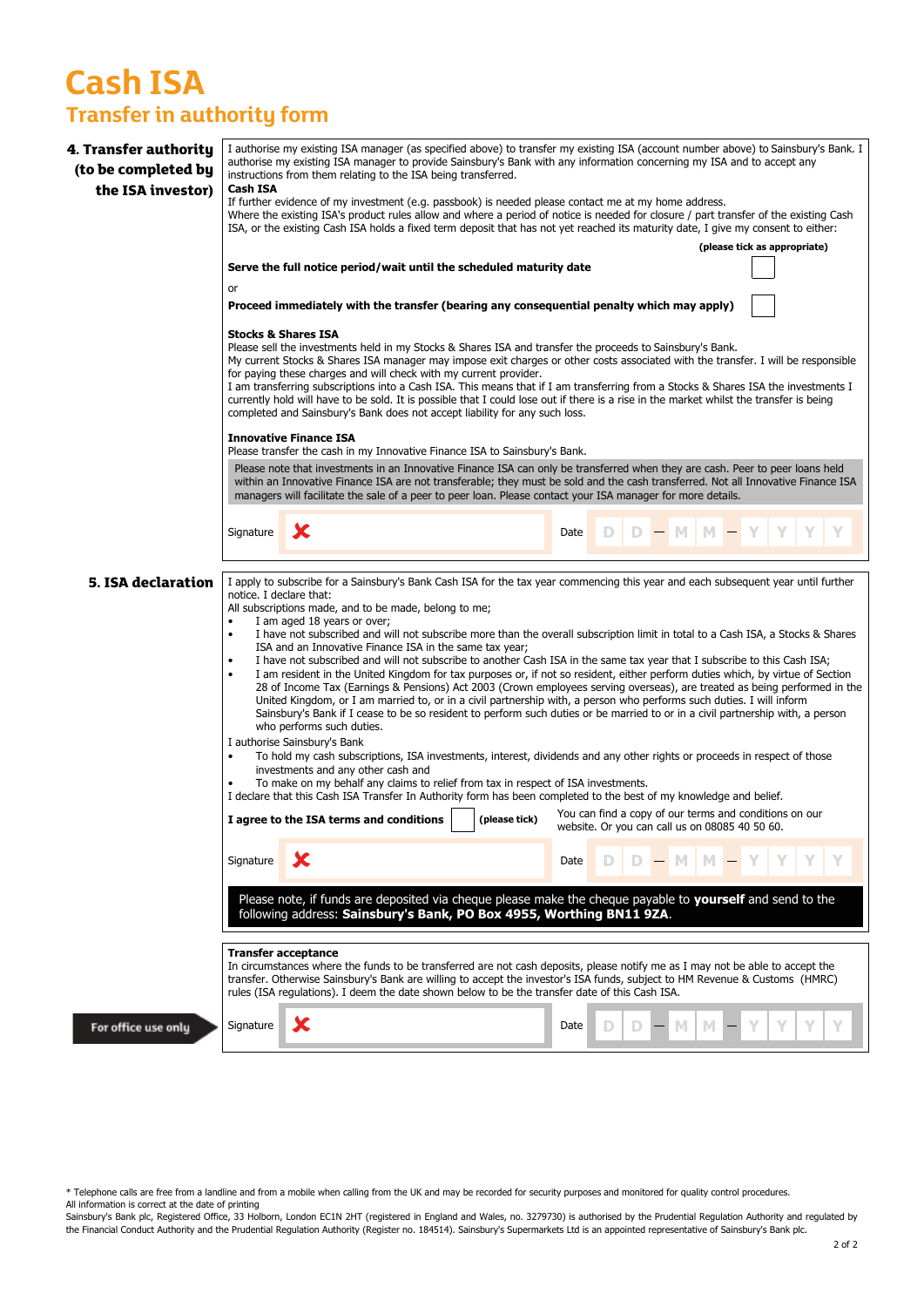# Cash ISA

## Transfer in authority form

### 4. Transfer authority (to be completed by the ISA investor)

I authorise my existing ISA manager (as specified above) to transfer my existing ISA (account number above) to Sainsbury's Bank. I authorise my existing ISA manager to provide Sainsbury's Bank with any information concerning my ISA and to accept any instructions from them relating to the ISA being transferred.

**Cash ISA**

If further evidence of my investment (e.g. passbook) is needed please contact me at my home address.
Where the existing ISA's product rules allow and where a period of notice is needed for closure / part transfer of the existing Cash ISA, or the existing Cash ISA holds a fixed term deposit that has not yet reached its maturity date, I give my consent to either:

**(please tick as appropriate)**

**Serve the full notice period/wait until the scheduled maturity date** ☐

or

**Proceed immediately with the transfer (bearing any consequential penalty which may apply)** ☐

**Stocks & Shares ISA**

Please sell the investments held in my Stocks & Shares ISA and transfer the proceeds to Sainsbury's Bank.
My current Stocks & Shares ISA manager may impose exit charges or other costs associated with the transfer. I will be responsible for paying these charges and will check with my current provider.
I am transferring subscriptions into a Cash ISA. This means that if I am transferring from a Stocks & Shares ISA the investments I currently hold will have to be sold. It is possible that I could lose out if there is a rise in the market whilst the transfer is being completed and Sainsbury's Bank does not accept liability for any such loss.

**Innovative Finance ISA**

Please transfer the cash in my Innovative Finance ISA to Sainsbury's Bank.

Please note that investments in an Innovative Finance ISA can only be transferred when they are cash. Peer to peer loans held within an Innovative Finance ISA are not transferable; they must be sold and the cash transferred. Not all Innovative Finance ISA managers will facilitate the sale of a peer to peer loan. Please contact your ISA manager for more details.

Signature ✘ Date D D – M M – Y Y Y Y

### 5. ISA declaration

I apply to subscribe for a Sainsbury's Bank Cash ISA for the tax year commencing this year and each subsequent year until further notice. I declare that:

All subscriptions made, and to be made, belong to me;

- I am aged 18 years or over;
- I have not subscribed and will not subscribe more than the overall subscription limit in total to a Cash ISA, a Stocks & Shares ISA and an Innovative Finance ISA in the same tax year;
- I have not subscribed and will not subscribe to another Cash ISA in the same tax year that I subscribe to this Cash ISA;
- I am resident in the United Kingdom for tax purposes or, if not so resident, either perform duties which, by virtue of Section 28 of Income Tax (Earnings & Pensions) Act 2003 (Crown employees serving overseas), are treated as being performed in the United Kingdom, or I am married to, or in a civil partnership with, a person who performs such duties. I will inform Sainsbury's Bank if I cease to be so resident to perform such duties or be married to or in a civil partnership with, a person who performs such duties.

I authorise Sainsbury's Bank

- To hold my cash subscriptions, ISA investments, interest, dividends and any other rights or proceeds in respect of those investments and any other cash and
- To make on my behalf any claims to relief from tax in respect of ISA investments.

I declare that this Cash ISA Transfer In Authority form has been completed to the best of my knowledge and belief.

**I agree to the ISA terms and conditions** ☐ **(please tick)**

You can find a copy of our terms and conditions on our website. Or you can call us on 08085 40 50 60.

Signature ✘ Date D D – M M – Y Y Y Y

Please note, if funds are deposited via cheque please make the cheque payable to **yourself** and send to the following address: **Sainsbury's Bank, PO Box 4955, Worthing BN11 9ZA**.

**For office use only**

**Transfer acceptance**

In circumstances where the funds to be transferred are not cash deposits, please notify me as I may not be able to accept the transfer. Otherwise Sainsbury's Bank are willing to accept the investor's ISA funds, subject to HM Revenue & Customs (HMRC) rules (ISA regulations). I deem the date shown below to be the transfer date of this Cash ISA.

Signature ✘ Date D D – M M – Y Y Y Y

\* Telephone calls are free from a landline and from a mobile when calling from the UK and may be recorded for security purposes and monitored for quality control procedures.
All information is correct at the date of printing
Sainsbury's Bank plc, Registered Office, 33 Holborn, London EC1N 2HT (registered in England and Wales, no. 3279730) is authorised by the Prudential Regulation Authority and regulated by the Financial Conduct Authority and the Prudential Regulation Authority (Register no. 184514). Sainsbury's Supermarkets Ltd is an appointed representative of Sainsbury's Bank plc.